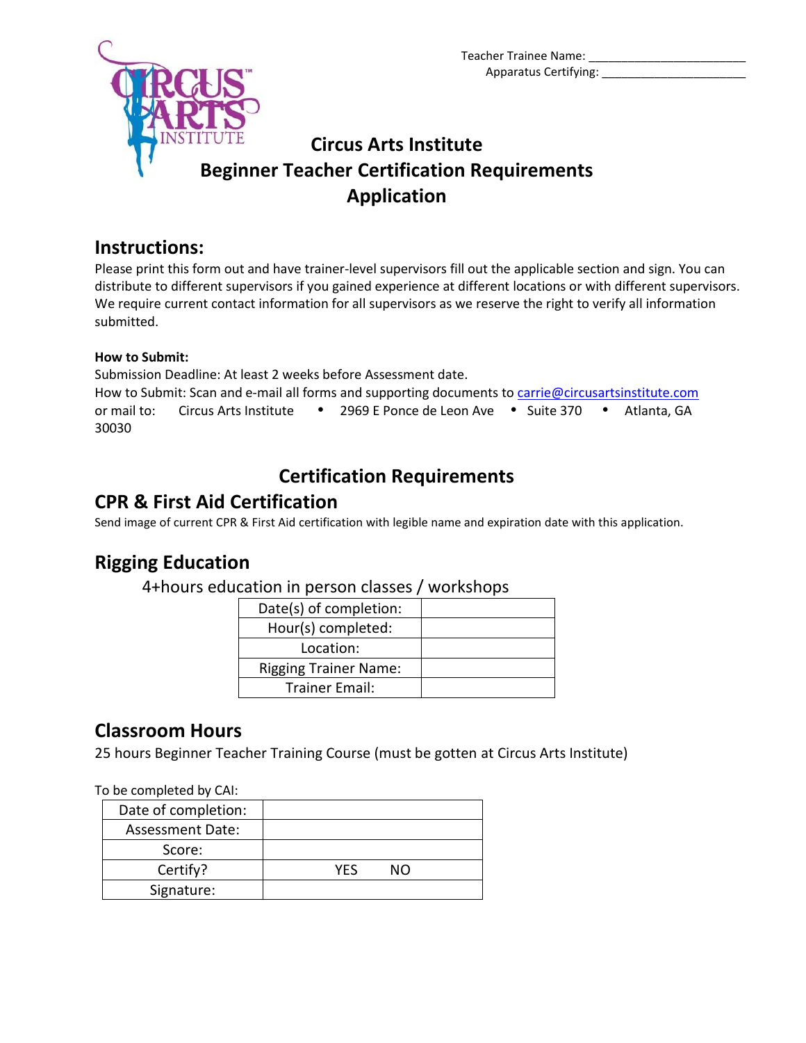Teacher Trainee Name: ________________________
Apparatus Certifying: ______________________

# Circus Arts Institute
# Beginner Teacher Certification Requirements
# Application

## Instructions:

Please print this form out and have trainer-level supervisors fill out the applicable section and sign. You can distribute to different supervisors if you gained experience at different locations or with different supervisors. We require current contact information for all supervisors as we reserve the right to verify all information submitted.

**How to Submit:**

Submission Deadline: At least 2 weeks before Assessment date.
How to Submit: Scan and e-mail all forms and supporting documents to carrie@circusartsinstitute.com or mail to: Circus Arts Institute • 2969 E Ponce de Leon Ave • Suite 370 • Atlanta, GA 30030

## Certification Requirements

## CPR & First Aid Certification

Send image of current CPR & First Aid certification with legible name and expiration date with this application.

## Rigging Education

4+hours education in person classes / workshops

| Date(s) of completion: | |
|---|---|
| Hour(s) completed: | |
| Location: | |
| Rigging Trainer Name: | |
| Trainer Email: | |

## Classroom Hours

25 hours Beginner Teacher Training Course (must be gotten at Circus Arts Institute)

To be completed by CAI:

| Date of completion: | |
|---|---|
| Assessment Date: | |
| Score: | |
| Certify? | YES NO |
| Signature: | |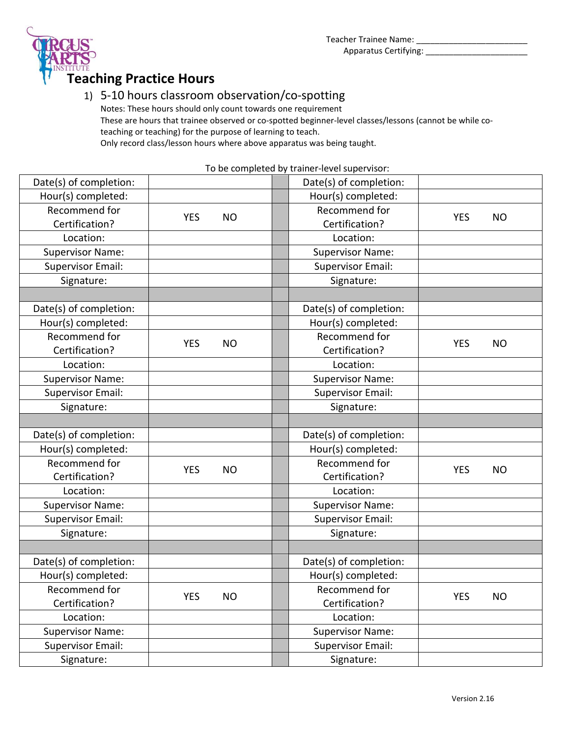Teacher Trainee Name: ________________________
Apparatus Certifying: ______________________

# Teaching Practice Hours

1) 5-10 hours classroom observation/co-spotting

Notes: These hours should only count towards one requirement
These are hours that trainee observed or co-spotted beginner-level classes/lessons (cannot be while co-teaching or teaching) for the purpose of learning to teach.
Only record class/lesson hours where above apparatus was being taught.

To be completed by trainer-level supervisor:

| Date(s) of completion: | | | Date(s) of completion: | |
|---|---|---|---|---|
| Hour(s) completed: | | | Hour(s) completed: | |
| Recommend for Certification? | YES NO | | Recommend for Certification? | YES NO |
| Location: | | | Location: | |
| Supervisor Name: | | | Supervisor Name: | |
| Supervisor Email: | | | Supervisor Email: | |
| Signature: | | | Signature: | |
| | | | | |
| Date(s) of completion: | | | Date(s) of completion: | |
| Hour(s) completed: | | | Hour(s) completed: | |
| Recommend for Certification? | YES NO | | Recommend for Certification? | YES NO |
| Location: | | | Location: | |
| Supervisor Name: | | | Supervisor Name: | |
| Supervisor Email: | | | Supervisor Email: | |
| Signature: | | | Signature: | |
| | | | | |
| Date(s) of completion: | | | Date(s) of completion: | |
| Hour(s) completed: | | | Hour(s) completed: | |
| Recommend for Certification? | YES NO | | Recommend for Certification? | YES NO |
| Location: | | | Location: | |
| Supervisor Name: | | | Supervisor Name: | |
| Supervisor Email: | | | Supervisor Email: | |
| Signature: | | | Signature: | |
| | | | | |
| Date(s) of completion: | | | Date(s) of completion: | |
| Hour(s) completed: | | | Hour(s) completed: | |
| Recommend for Certification? | YES NO | | Recommend for Certification? | YES NO |
| Location: | | | Location: | |
| Supervisor Name: | | | Supervisor Name: | |
| Supervisor Email: | | | Supervisor Email: | |
| Signature: | | | Signature: | |

Version 2.16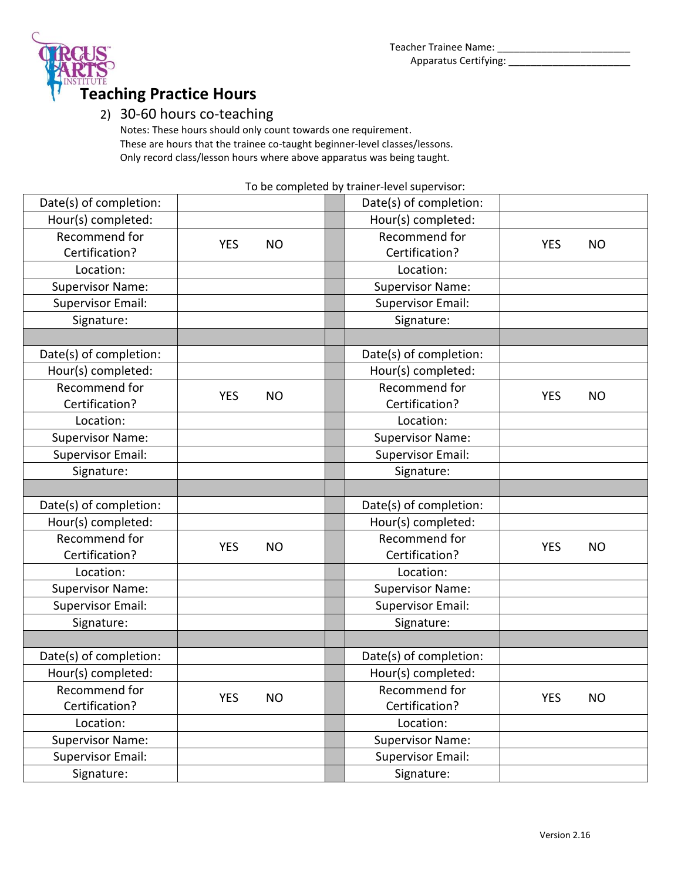Teacher Trainee Name: ________________________
Apparatus Certifying: ______________________

# Teaching Practice Hours

2) 30-60 hours co-teaching

Notes: These hours should only count towards one requirement.
These are hours that the trainee co-taught beginner-level classes/lessons.
Only record class/lesson hours where above apparatus was being taught.

To be completed by trainer-level supervisor:

| | | | | |
|---|---|---|---|---|
| Date(s) of completion: | | | Date(s) of completion: | |
| Hour(s) completed: | | | Hour(s) completed: | |
| Recommend for Certification? | YES NO | | Recommend for Certification? | YES NO |
| Location: | | | Location: | |
| Supervisor Name: | | | Supervisor Name: | |
| Supervisor Email: | | | Supervisor Email: | |
| Signature: | | | Signature: | |
| | | | | |
| Date(s) of completion: | | | Date(s) of completion: | |
| Hour(s) completed: | | | Hour(s) completed: | |
| Recommend for Certification? | YES NO | | Recommend for Certification? | YES NO |
| Location: | | | Location: | |
| Supervisor Name: | | | Supervisor Name: | |
| Supervisor Email: | | | Supervisor Email: | |
| Signature: | | | Signature: | |
| | | | | |
| Date(s) of completion: | | | Date(s) of completion: | |
| Hour(s) completed: | | | Hour(s) completed: | |
| Recommend for Certification? | YES NO | | Recommend for Certification? | YES NO |
| Location: | | | Location: | |
| Supervisor Name: | | | Supervisor Name: | |
| Supervisor Email: | | | Supervisor Email: | |
| Signature: | | | Signature: | |
| | | | | |
| Date(s) of completion: | | | Date(s) of completion: | |
| Hour(s) completed: | | | Hour(s) completed: | |
| Recommend for Certification? | YES NO | | Recommend for Certification? | YES NO |
| Location: | | | Location: | |
| Supervisor Name: | | | Supervisor Name: | |
| Supervisor Email: | | | Supervisor Email: | |
| Signature: | | | Signature: | |

Version 2.16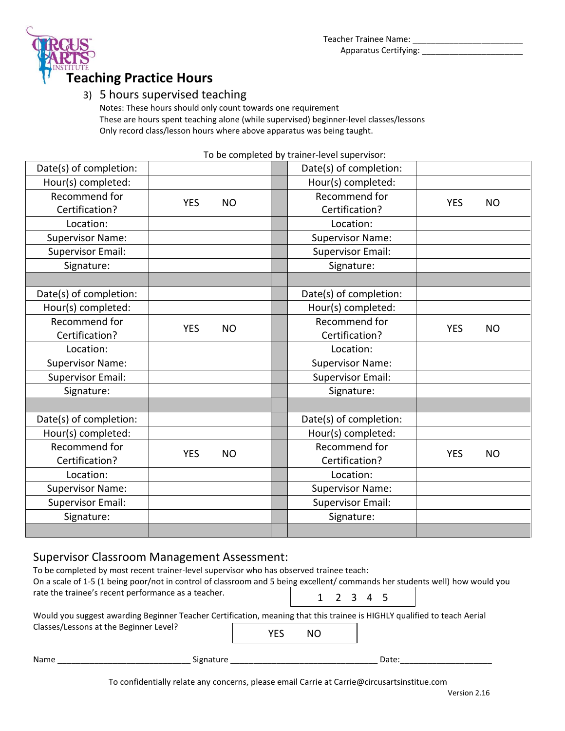Teacher Trainee Name: ________________________
Apparatus Certifying: ______________________

# Teaching Practice Hours

3) 5 hours supervised teaching

Notes: These hours should only count towards one requirement
These are hours spent teaching alone (while supervised) beginner-level classes/lessons
Only record class/lesson hours where above apparatus was being taught.

To be completed by trainer-level supervisor:

| | | | | |
|---|---|---|---|---|
| Date(s) of completion: | | | Date(s) of completion: | |
| Hour(s) completed: | | | Hour(s) completed: | |
| Recommend for Certification? | YES NO | | Recommend for Certification? | YES NO |
| Location: | | | Location: | |
| Supervisor Name: | | | Supervisor Name: | |
| Supervisor Email: | | | Supervisor Email: | |
| Signature: | | | Signature: | |
| | | | | |
| Date(s) of completion: | | | Date(s) of completion: | |
| Hour(s) completed: | | | Hour(s) completed: | |
| Recommend for Certification? | YES NO | | Recommend for Certification? | YES NO |
| Location: | | | Location: | |
| Supervisor Name: | | | Supervisor Name: | |
| Supervisor Email: | | | Supervisor Email: | |
| Signature: | | | Signature: | |
| | | | | |
| Date(s) of completion: | | | Date(s) of completion: | |
| Hour(s) completed: | | | Hour(s) completed: | |
| Recommend for Certification? | YES NO | | Recommend for Certification? | YES NO |
| Location: | | | Location: | |
| Supervisor Name: | | | Supervisor Name: | |
| Supervisor Email: | | | Supervisor Email: | |
| Signature: | | | Signature: | |

## Supervisor Classroom Management Assessment:

To be completed by most recent trainer-level supervisor who has observed trainee teach:
On a scale of 1-5 (1 being poor/not in control of classroom and 5 being excellent/ commands her students well) how would you rate the trainee's recent performance as a teacher.

1 2 3 4 5

Would you suggest awarding Beginner Teacher Certification, meaning that this trainee is HIGHLY qualified to teach Aerial Classes/Lessons at the Beginner Level?

YES NO

Name _____________________________ Signature ________________________________ Date:____________________

To confidentially relate any concerns, please email Carrie at Carrie@circusartsinstiue.com

Version 2.16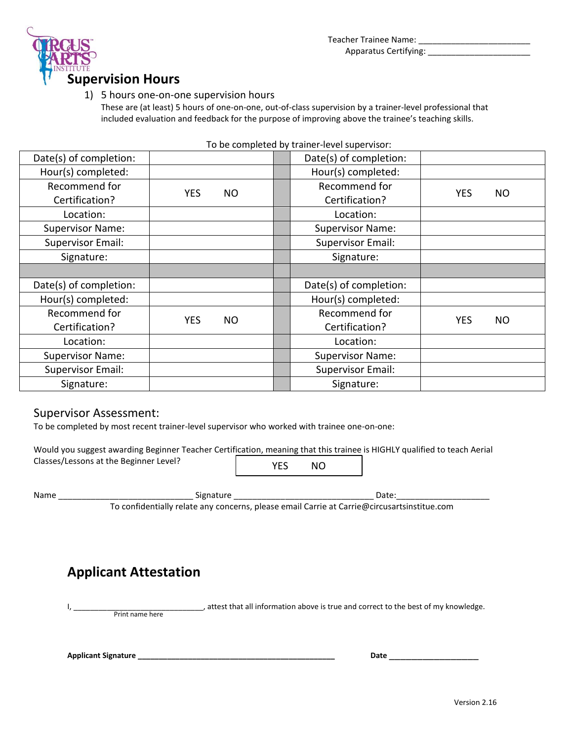Teacher Trainee Name: ________________________
Apparatus Certifying: ______________________

## Supervision Hours

1) 5 hours one-on-one supervision hours
   These are (at least) 5 hours of one-on-one, out-of-class supervision by a trainer-level professional that included evaluation and feedback for the purpose of improving above the trainee's teaching skills.

To be completed by trainer-level supervisor:

| | | | | |
|---|---|---|---|---|
| Date(s) of completion: | | | Date(s) of completion: | |
| Hour(s) completed: | | | Hour(s) completed: | |
| Recommend for Certification? | YES NO | | Recommend for Certification? | YES NO |
| Location: | | | Location: | |
| Supervisor Name: | | | Supervisor Name: | |
| Supervisor Email: | | | Supervisor Email: | |
| Signature: | | | Signature: | |
| | | | | |
| Date(s) of completion: | | | Date(s) of completion: | |
| Hour(s) completed: | | | Hour(s) completed: | |
| Recommend for Certification? | YES NO | | Recommend for Certification? | YES NO |
| Location: | | | Location: | |
| Supervisor Name: | | | Supervisor Name: | |
| Supervisor Email: | | | Supervisor Email: | |
| Signature: | | | Signature: | |

### Supervisor Assessment:

To be completed by most recent trainer-level supervisor who worked with trainee one-on-one:

Would you suggest awarding Beginner Teacher Certification, meaning that this trainee is HIGHLY qualified to teach Aerial Classes/Lessons at the Beginner Level? YES NO

Name _____________________________ Signature ______________________________ Date:____________________

To confidentially relate any concerns, please email Carrie at Carrie@circusartsinstitue.com

## Applicant Attestation

I, ______________________________, attest that all information above is true and correct to the best of my knowledge.
Print name here

**Applicant Signature** _______________________________________________ **Date** _____________________

Version 2.16